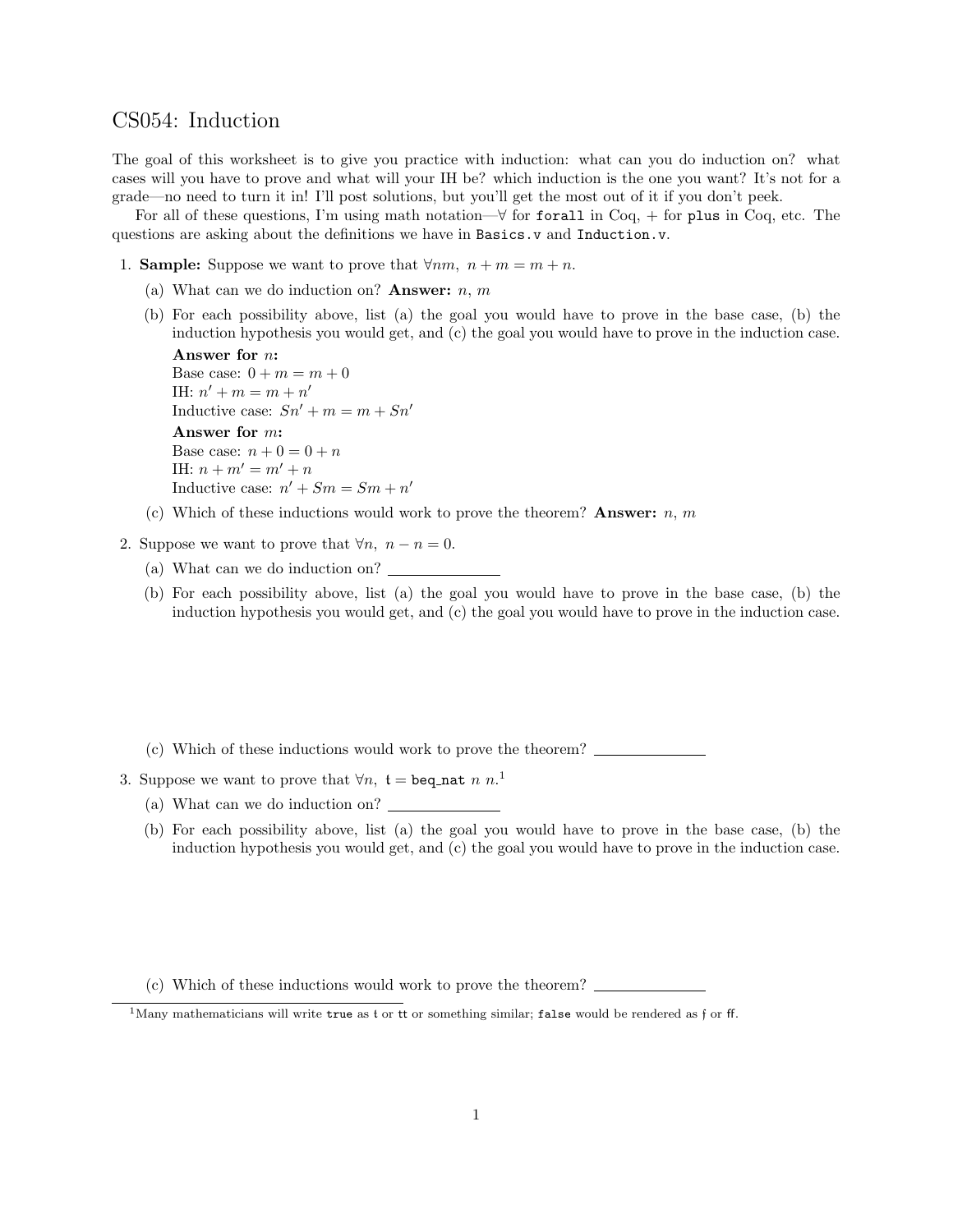# CS054: Induction

The goal of this worksheet is to give you practice with induction: what can you do induction on? what cases will you have to prove and what will your IH be? which induction is the one you want? It's not for a grade—no need to turn it in! I'll post solutions, but you'll get the most out of it if you don't peek.

For all of these questions, I'm using math notation—$\forall$ for `forall` in Coq, $+$ for `plus` in Coq, etc. The questions are asking about the definitions we have in `Basics.v` and `Induction.v`.

1. **Sample:** Suppose we want to prove that $\forall nm,\ n + m = m + n$.
   (a) What can we do induction on? **Answer:** $n$, $m$
   (b) For each possibility above, list (a) the goal you would have to prove in the base case, (b) the induction hypothesis you would get, and (c) the goal you would have to prove in the induction case.
   **Answer for $n$:**
   Base case: $0 + m = m + 0$
   IH: $n' + m = m + n'$
   Inductive case: $Sn' + m = m + Sn'$
   **Answer for $m$:**
   Base case: $n + 0 = 0 + n$
   IH: $n + m' = m' + n$
   Inductive case: $n' + Sm = Sm + n'$
   (c) Which of these inductions would work to prove the theorem? **Answer:** $n$, $m$

2. Suppose we want to prove that $\forall n,\ n - n = 0$.
   (a) What can we do induction on? \_\_\_\_\_\_\_\_\_\_\_\_
   (b) For each possibility above, list (a) the goal you would have to prove in the base case, (b) the induction hypothesis you would get, and (c) the goal you would have to prove in the induction case.

   (c) Which of these inductions would work to prove the theorem? \_\_\_\_\_\_\_\_\_\_\_\_

3. Suppose we want to prove that $\forall n,\ \mathsf{t} =$ `beq_nat` $n\ n$.[1]
   (a) What can we do induction on? \_\_\_\_\_\_\_\_\_\_\_\_
   (b) For each possibility above, list (a) the goal you would have to prove in the base case, (b) the induction hypothesis you would get, and (c) the goal you would have to prove in the induction case.

   (c) Which of these inductions would work to prove the theorem? \_\_\_\_\_\_\_\_\_\_\_\_

[1] Many mathematicians will write `true` as $\mathsf{t}$ or $\mathsf{tt}$ or something similar; `false` would be rendered as $\mathsf{f}$ or $\mathsf{ff}$.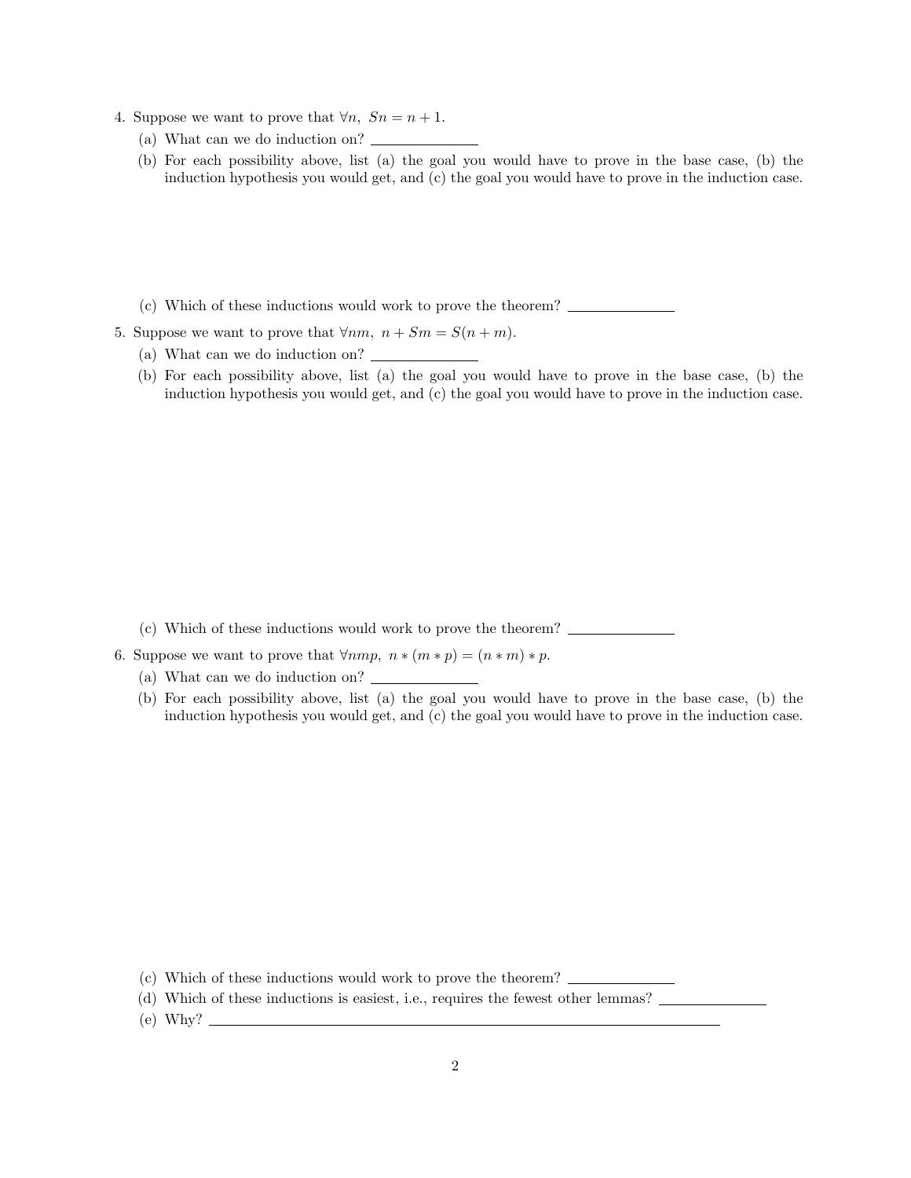4. Suppose we want to prove that $\forall n,\ Sn = n + 1$.

   (a) What can we do induction on? \_\_\_\_\_\_\_\_\_\_\_\_\_\_

   (b) For each possibility above, list (a) the goal you would have to prove in the base case, (b) the induction hypothesis you would get, and (c) the goal you would have to prove in the induction case.

   (c) Which of these inductions would work to prove the theorem? \_\_\_\_\_\_\_\_\_\_\_\_\_\_

5. Suppose we want to prove that $\forall nm,\ n + Sm = S(n + m)$.

   (a) What can we do induction on? \_\_\_\_\_\_\_\_\_\_\_\_\_\_

   (b) For each possibility above, list (a) the goal you would have to prove in the base case, (b) the induction hypothesis you would get, and (c) the goal you would have to prove in the induction case.

   (c) Which of these inductions would work to prove the theorem? \_\_\_\_\_\_\_\_\_\_\_\_\_\_

6. Suppose we want to prove that $\forall nmp,\ n * (m * p) = (n * m) * p$.

   (a) What can we do induction on? \_\_\_\_\_\_\_\_\_\_\_\_\_\_

   (b) For each possibility above, list (a) the goal you would have to prove in the base case, (b) the induction hypothesis you would get, and (c) the goal you would have to prove in the induction case.

   (c) Which of these inductions would work to prove the theorem? \_\_\_\_\_\_\_\_\_\_\_\_\_\_

   (d) Which of these inductions is easiest, i.e., requires the fewest other lemmas? \_\_\_\_\_\_\_\_\_\_\_\_\_\_

   (e) Why? \_\_\_\_\_\_\_\_\_\_\_\_\_\_\_\_\_\_\_\_\_\_\_\_\_\_\_\_\_\_\_\_\_\_\_\_\_\_\_\_\_\_\_\_\_\_\_\_\_\_\_\_\_\_\_\_\_\_\_\_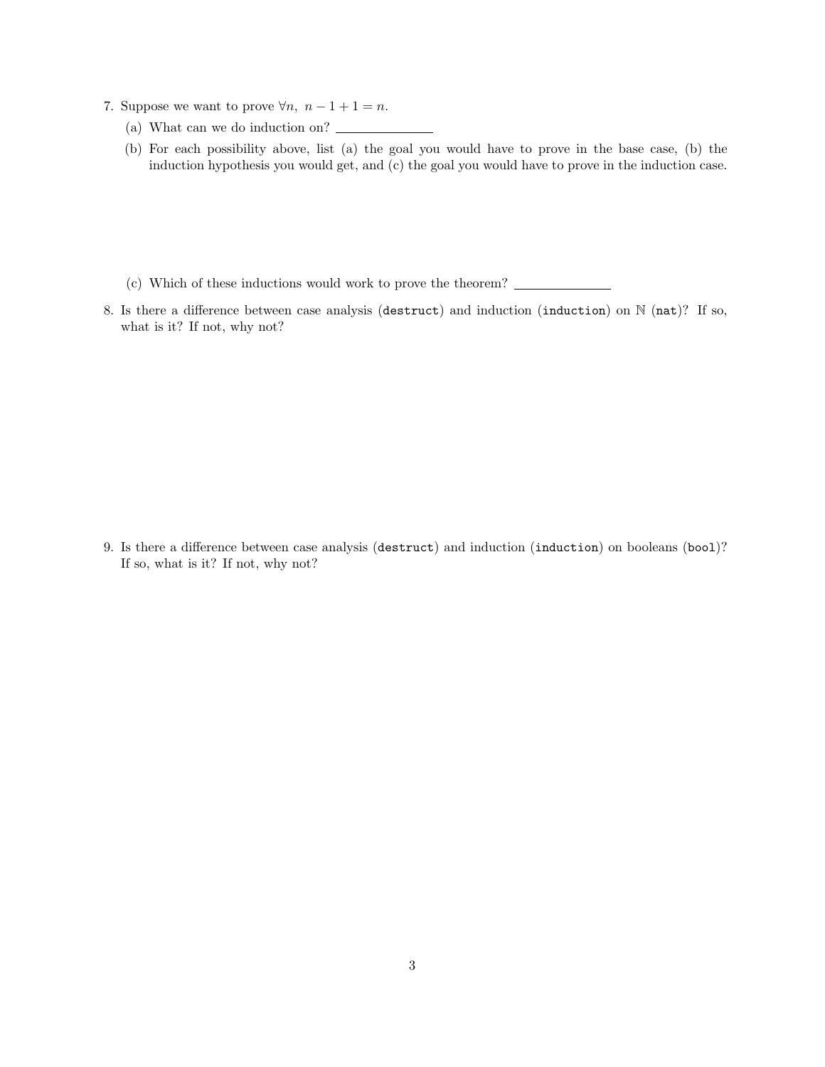7. Suppose we want to prove $\forall n,\ n - 1 + 1 = n$.

   (a) What can we do induction on? \_\_\_\_\_\_\_\_\_\_\_\_\_\_

   (b) For each possibility above, list (a) the goal you would have to prove in the base case, (b) the induction hypothesis you would get, and (c) the goal you would have to prove in the induction case.

   (c) Which of these inductions would work to prove the theorem? \_\_\_\_\_\_\_\_\_\_\_\_\_\_

8. Is there a difference between case analysis (`destruct`) and induction (`induction`) on $\mathbb{N}$ (`nat`)? If so, what is it? If not, why not?

9. Is there a difference between case analysis (`destruct`) and induction (`induction`) on booleans (`bool`)? If so, what is it? If not, why not?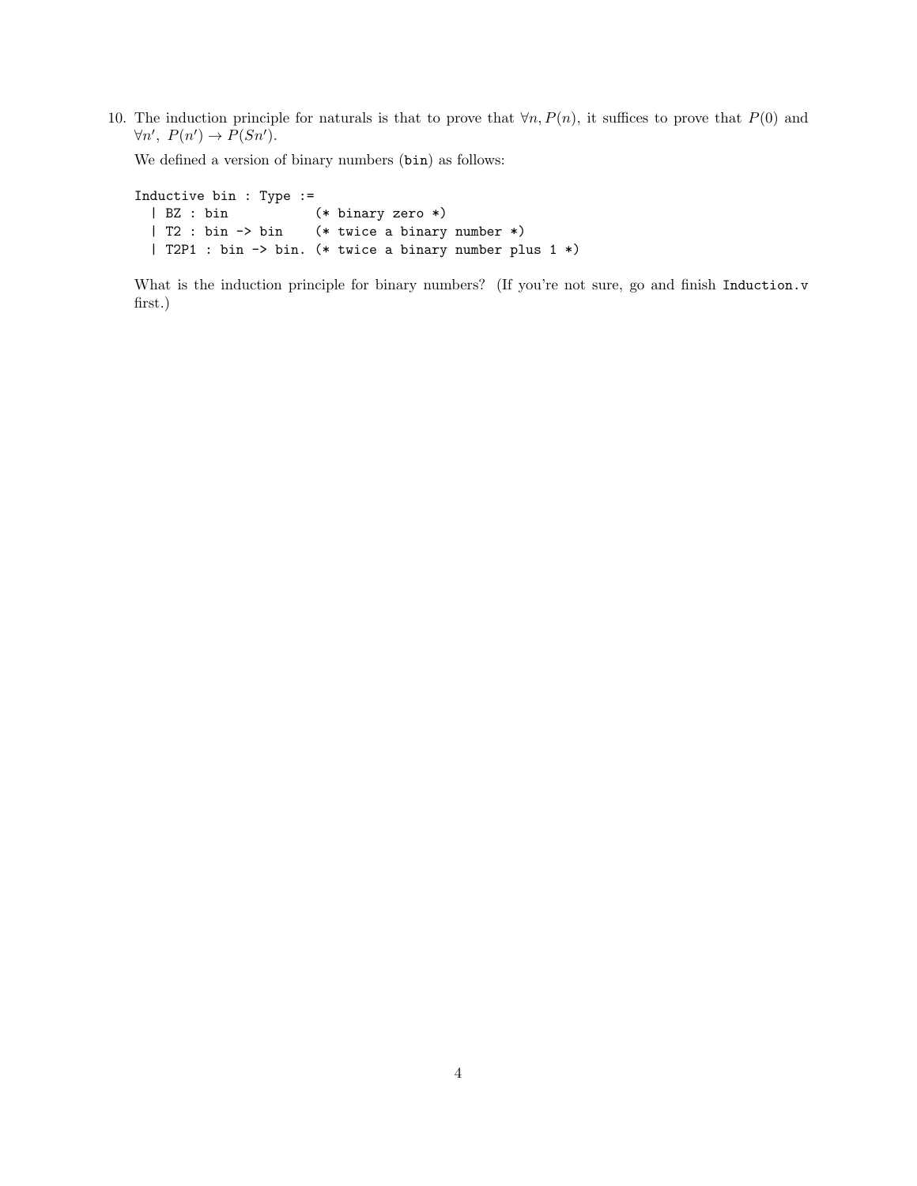10. The induction principle for naturals is that to prove that $\forall n, P(n)$, it suffices to prove that $P(0)$ and $\forall n',\ P(n') \rightarrow P(Sn')$.

    We defined a version of binary numbers (`bin`) as follows:

    ```
    Inductive bin : Type :=
      | BZ : bin           (* binary zero *)
      | T2 : bin -> bin    (* twice a binary number *)
      | T2P1 : bin -> bin. (* twice a binary number plus 1 *)
    ```

    What is the induction principle for binary numbers? (If you're not sure, go and finish `Induction.v` first.)